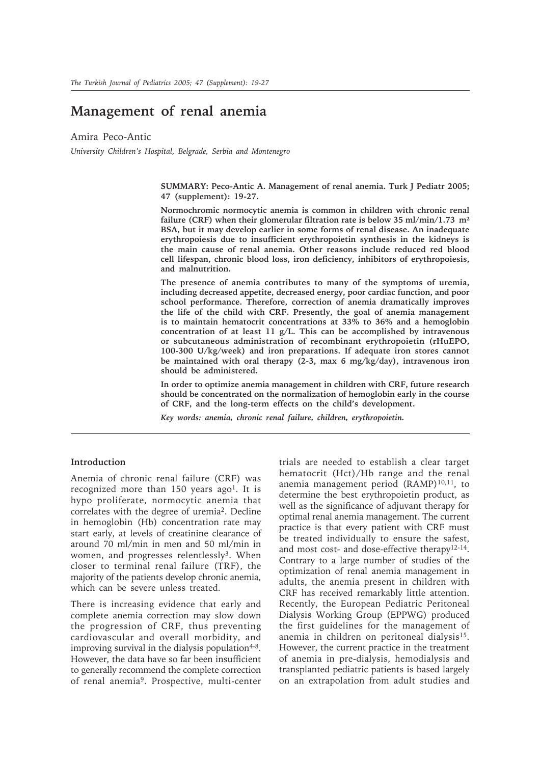# Management of renal anemia

Amira Peco-Antic

*University Children's Hospital, Belgrade, Serbia and Montenegro*

**SUMMARY: Peco-Antic A. Management of renal anemia. Turk J Pediatr 2005; 47 (supplement): 19-27.**

**Normochromic normocytic anemia is common in children with chronic renal failure (CRF) when their glomerular filtration rate is below 35 ml/min/1.73 m² BSA, but it may develop earlier in some forms of renal disease. An inadequate erythropoiesis due to insufficient erythropoietin synthesis in the kidneys is the main cause of renal anemia. Other reasons include reduced red blood cell lifespan, chronic blood loss, iron deficiency, inhibitors of erythropoiesis, and malnutrition.**

**The presence of anemia contributes to many of the symptoms of uremia, including decreased appetite, decreased energy, poor cardiac function, and poor school performance. Therefore, correction of anemia dramatically improves the life of the child with CRF. Presently, the goal of anemia management is to maintain hematocrit concentrations at 33% to 36% and a hemoglobin concentration of at least 11 g/L. This can be accomplished by intravenous or subcutaneous administration of recombinant erythropoietin (rHuEPO, 100-300 U/kg/week) and iron preparations. If adequate iron stores cannot be maintained with oral therapy (2-3, max 6 mg/kg/day), intravenous iron should be administered.**

**In order to optimize anemia management in children with CRF, future research should be concentrated on the normalization of hemoglobin early in the course of CRF, and the long-term effects on the child's development.**

***Key words: anemia, chronic renal failure, children, erythropoietin.***

## Introduction

Anemia of chronic renal failure (CRF) was recognized more than 150 years ago[1]. It is hypo proliferate, normocytic anemia that correlates with the degree of uremia[2]. Decline in hemoglobin (Hb) concentration rate may start early, at levels of creatinine clearance of around 70 ml/min in men and 50 ml/min in women, and progresses relentlessly[3]. When closer to terminal renal failure (TRF), the majority of the patients develop chronic anemia, which can be severe unless treated.

There is increasing evidence that early and complete anemia correction may slow down the progression of CRF, thus preventing cardiovascular and overall morbidity, and improving survival in the dialysis population[4-8]. However, the data have so far been insufficient to generally recommend the complete correction of renal anemia[9]. Prospective, multi-center trials are needed to establish a clear target hematocrit (Hct)/Hb range and the renal anemia management period (RAMP)[10,11], to determine the best erythropoietin product, as well as the significance of adjuvant therapy for optimal renal anemia management. The current practice is that every patient with CRF must be treated individually to ensure the safest, and most cost- and dose-effective therapy[12-14]. Contrary to a large number of studies of the optimization of renal anemia management in adults, the anemia present in children with CRF has received remarkably little attention. Recently, the European Pediatric Peritoneal Dialysis Working Group (EPPWG) produced the first guidelines for the management of anemia in children on peritoneal dialysis[15]. However, the current practice in the treatment of anemia in pre-dialysis, hemodialysis and transplanted pediatric patients is based largely on an extrapolation from adult studies and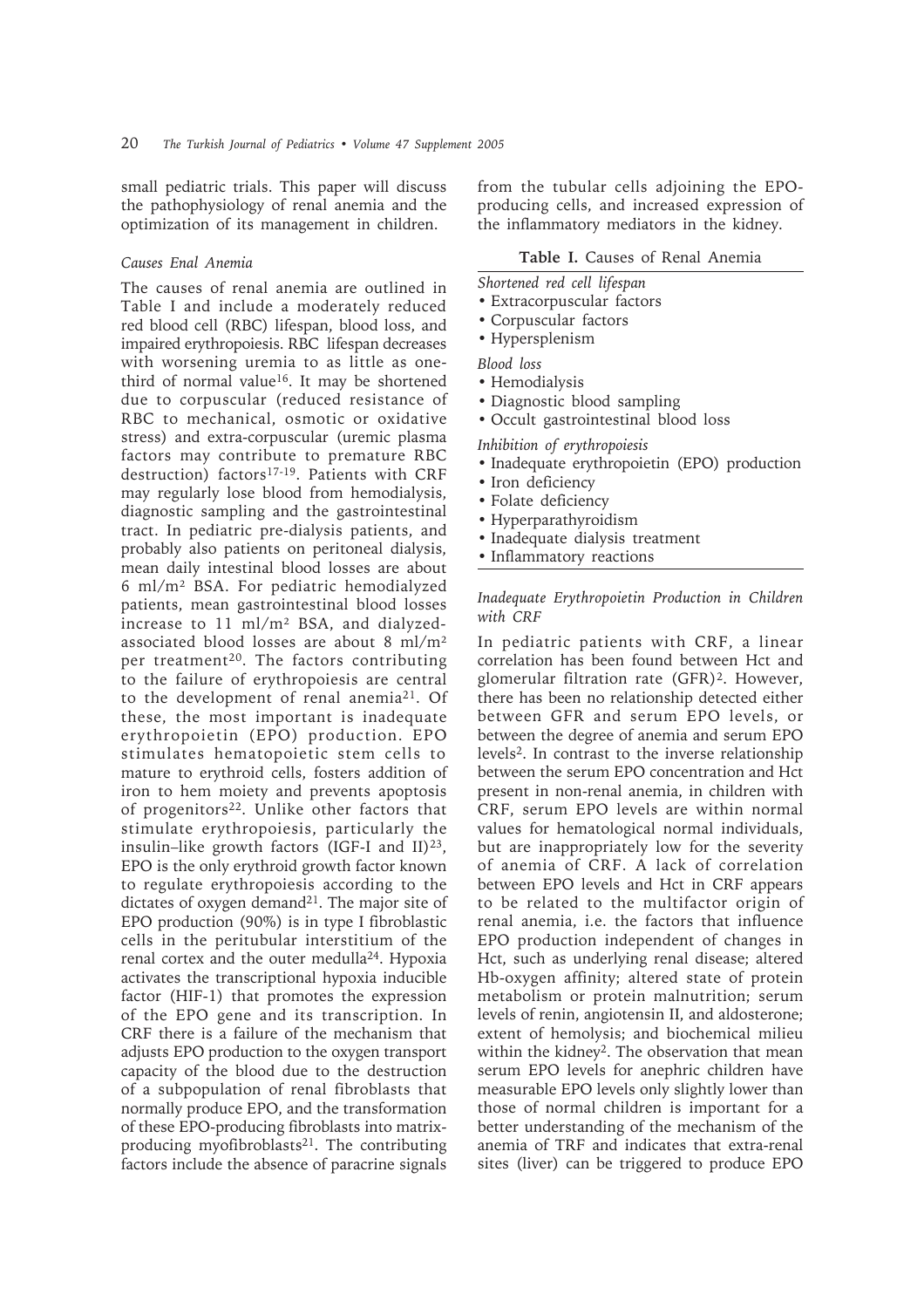small pediatric trials. This paper will discuss the pathophysiology of renal anemia and the optimization of its management in children.

### *Causes Enal Anemia*

The causes of renal anemia are outlined in Table I and include a moderately reduced red blood cell (RBC) lifespan, blood loss, and impaired erythropoiesis. RBC lifespan decreases with worsening uremia to as little as one-third of normal value[16]. It may be shortened due to corpuscular (reduced resistance of RBC to mechanical, osmotic or oxidative stress) and extra-corpuscular (uremic plasma factors may contribute to premature RBC destruction) factors[17-19]. Patients with CRF may regularly lose blood from hemodialysis, diagnostic sampling and the gastrointestinal tract. In pediatric pre-dialysis patients, and probably also patients on peritoneal dialysis, mean daily intestinal blood losses are about 6 ml/m$^2$ BSA. For pediatric hemodialyzed patients, mean gastrointestinal blood losses increase to 11 ml/m$^2$ BSA, and dialyzed-associated blood losses are about 8 ml/m$^2$ per treatment[20]. The factors contributing to the failure of erythropoiesis are central to the development of renal anemia[21]. Of these, the most important is inadequate erythropoietin (EPO) production. EPO stimulates hematopoietic stem cells to mature to erythroid cells, fosters addition of iron to hem moiety and prevents apoptosis of progenitors[22]. Unlike other factors that stimulate erythropoiesis, particularly the insulin–like growth factors (IGF-I and II)[23], EPO is the only erythroid growth factor known to regulate erythropoiesis according to the dictates of oxygen demand[21]. The major site of EPO production (90%) is in type I fibroblastic cells in the peritubular interstitium of the renal cortex and the outer medulla[24]. Hypoxia activates the transcriptional hypoxia inducible factor (HIF-1) that promotes the expression of the EPO gene and its transcription. In CRF there is a failure of the mechanism that adjusts EPO production to the oxygen transport capacity of the blood due to the destruction of a subpopulation of renal fibroblasts that normally produce EPO, and the transformation of these EPO-producing fibroblasts into matrix-producing myofibroblasts[21]. The contributing factors include the absence of paracrine signals from the tubular cells adjoining the EPO-producing cells, and increased expression of the inflammatory mediators in the kidney.

**Table I.** Causes of Renal Anemia

*Shortened red cell lifespan*
- Extracorpuscular factors
- Corpuscular factors
- Hypersplenism

*Blood loss*
- Hemodialysis
- Diagnostic blood sampling
- Occult gastrointestinal blood loss

*Inhibition of erythropoiesis*
- Inadequate erythropoietin (EPO) production
- Iron deficiency
- Folate deficiency
- Hyperparathyroidism
- Inadequate dialysis treatment
- Inflammatory reactions

### *Inadequate Erythropoietin Production in Children with CRF*

In pediatric patients with CRF, a linear correlation has been found between Hct and glomerular filtration rate (GFR)[2]. However, there has been no relationship detected either between GFR and serum EPO levels, or between the degree of anemia and serum EPO levels[2]. In contrast to the inverse relationship between the serum EPO concentration and Hct present in non-renal anemia, in children with CRF, serum EPO levels are within normal values for hematological normal individuals, but are inappropriately low for the severity of anemia of CRF. A lack of correlation between EPO levels and Hct in CRF appears to be related to the multifactor origin of renal anemia, i.e. the factors that influence EPO production independent of changes in Hct, such as underlying renal disease; altered Hb-oxygen affinity; altered state of protein metabolism or protein malnutrition; serum levels of renin, angiotensin II, and aldosterone; extent of hemolysis; and biochemical milieu within the kidney[2]. The observation that mean serum EPO levels for anephric children have measurable EPO levels only slightly lower than those of normal children is important for a better understanding of the mechanism of the anemia of TRF and indicates that extra-renal sites (liver) can be triggered to produce EPO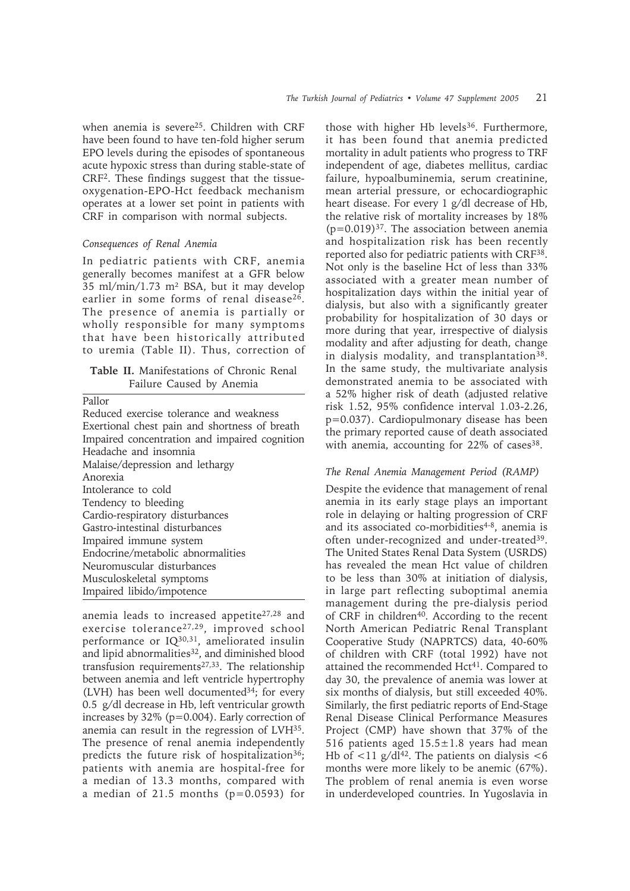when anemia is severe[25]. Children with CRF have been found to have ten-fold higher serum EPO levels during the episodes of spontaneous acute hypoxic stress than during stable-state of CRF[2]. These findings suggest that the tissue-oxygenation-EPO-Hct feedback mechanism operates at a lower set point in patients with CRF in comparison with normal subjects.

### *Consequences of Renal Anemia*

In pediatric patients with CRF, anemia generally becomes manifest at a GFR below 35 ml/min/1.73 $m^2$ BSA, but it may develop earlier in some forms of renal disease[26]. The presence of anemia is partially or wholly responsible for many symptoms that have been historically attributed to uremia (Table II). Thus, correction of anemia leads to increased appetite[27,28] and exercise tolerance[27,29], improved school performance or IQ[30,31], ameliorated insulin and lipid abnormalities[32], and diminished blood transfusion requirements[27,33]. The relationship between anemia and left ventricle hypertrophy (LVH) has been well documented[34]; for every 0.5 g/dl decrease in Hb, left ventricular growth increases by 32% ($p=0.004$). Early correction of anemia can result in the regression of LVH[35]. The presence of renal anemia independently predicts the future risk of hospitalization[36]; patients with anemia are hospital-free for a median of 13.3 months, compared with a median of 21.5 months ($p=0.0593$) for those with higher Hb levels[36]. Furthermore, it has been found that anemia predicted mortality in adult patients who progress to TRF independent of age, diabetes mellitus, cardiac failure, hypoalbuminemia, serum creatinine, mean arterial pressure, or echocardiographic heart disease. For every 1 g/dl decrease of Hb, the relative risk of mortality increases by 18% ($p=0.019$)[37]. The association between anemia and hospitalization risk has been recently reported also for pediatric patients with CRF[38]. Not only is the baseline Hct of less than 33% associated with a greater mean number of hospitalization days within the initial year of dialysis, but also with a significantly greater probability for hospitalization of 30 days or more during that year, irrespective of dialysis modality and after adjusting for death, change in dialysis modality, and transplantation[38]. In the same study, the multivariate analysis demonstrated anemia to be associated with a 52% higher risk of death (adjusted relative risk 1.52, 95% confidence interval 1.03-2.26, $p=0.037$). Cardiopulmonary disease has been the primary reported cause of death associated with anemia, accounting for 22% of cases[38].

**Table II.** Manifestations of Chronic Renal Failure Caused by Anemia

| |
|---|
| Pallor |
| Reduced exercise tolerance and weakness |
| Exertional chest pain and shortness of breath |
| Impaired concentration and impaired cognition |
| Headache and insomnia |
| Malaise/depression and lethargy |
| Anorexia |
| Intolerance to cold |
| Tendency to bleeding |
| Cardio-respiratory disturbances |
| Gastro-intestinal disturbances |
| Impaired immune system |
| Endocrine/metabolic abnormalities |
| Neuromuscular disturbances |
| Musculoskeletal symptoms |
| Impaired libido/impotence |

### *The Renal Anemia Management Period (RAMP)*

Despite the evidence that management of renal anemia in its early stage plays an important role in delaying or halting progression of CRF and its associated co-morbidities[4-8], anemia is often under-recognized and under-treated[39]. The United States Renal Data System (USRDS) has revealed the mean Hct value of children to be less than 30% at initiation of dialysis, in large part reflecting suboptimal anemia management during the pre-dialysis period of CRF in children[40]. According to the recent North American Pediatric Renal Transplant Cooperative Study (NAPRTCS) data, 40-60% of children with CRF (total 1992) have not attained the recommended Hct[41]. Compared to day 30, the prevalence of anemia was lower at six months of dialysis, but still exceeded 40%. Similarly, the first pediatric reports of End-Stage Renal Disease Clinical Performance Measures Project (CMP) have shown that 37% of the 516 patients aged $15.5\pm1.8$ years had mean Hb of $<11$ g/dl[42]. The patients on dialysis $<6$ months were more likely to be anemic (67%). The problem of renal anemia is even worse in underdeveloped countries. In Yugoslavia in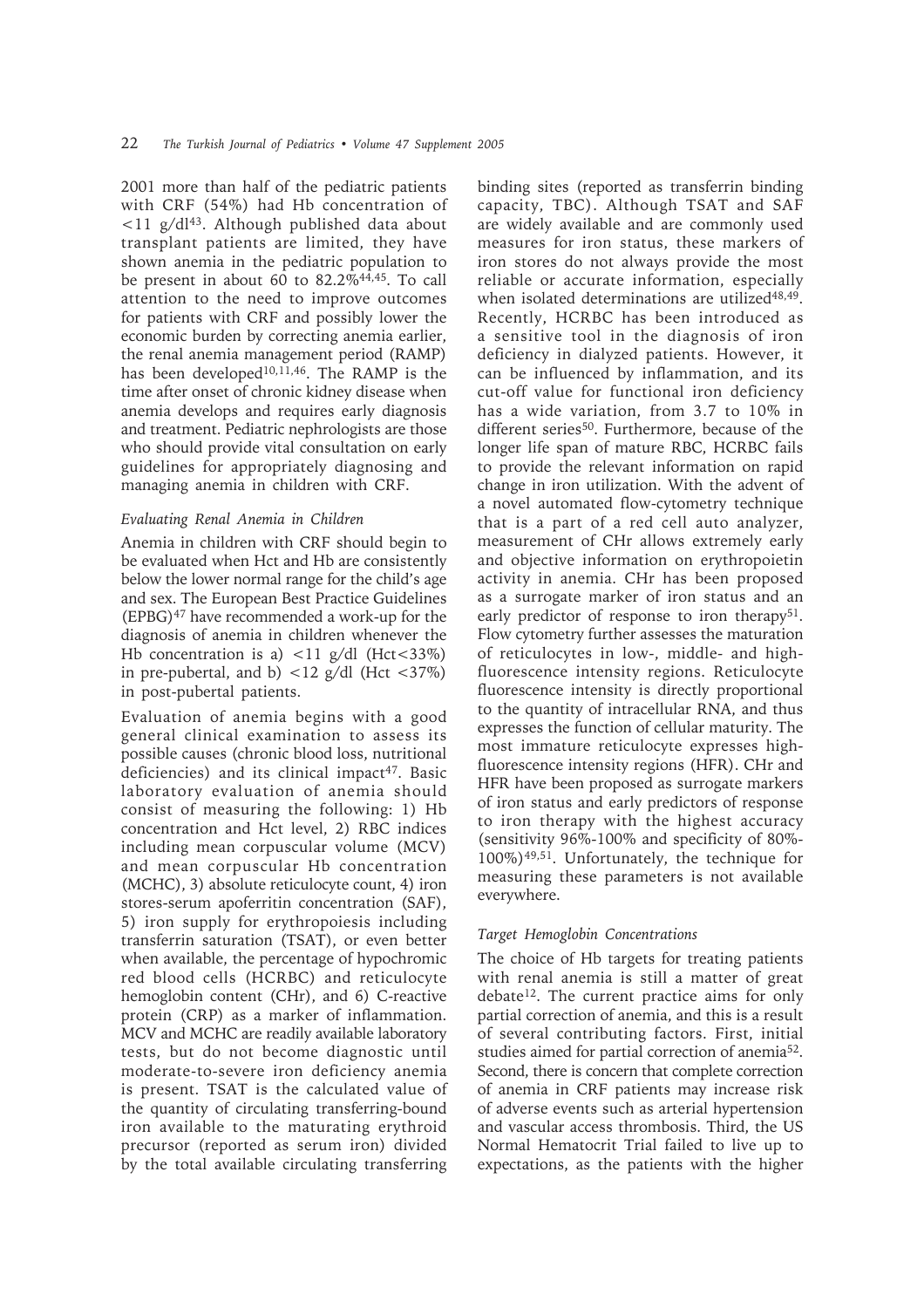2001 more than half of the pediatric patients with CRF (54%) had Hb concentration of <11 g/dl[43]. Although published data about transplant patients are limited, they have shown anemia in the pediatric population to be present in about 60 to 82.2%[44,45]. To call attention to the need to improve outcomes for patients with CRF and possibly lower the economic burden by correcting anemia earlier, the renal anemia management period (RAMP) has been developed[10,11,46]. The RAMP is the time after onset of chronic kidney disease when anemia develops and requires early diagnosis and treatment. Pediatric nephrologists are those who should provide vital consultation on early guidelines for appropriately diagnosing and managing anemia in children with CRF.

### *Evaluating Renal Anemia in Children*

Anemia in children with CRF should begin to be evaluated when Hct and Hb are consistently below the lower normal range for the child's age and sex. The European Best Practice Guidelines (EPBG)[47] have recommended a work-up for the diagnosis of anemia in children whenever the Hb concentration is a) <11 g/dl (Hct<33%) in pre-pubertal, and b) <12 g/dl (Hct <37%) in post-pubertal patients.

Evaluation of anemia begins with a good general clinical examination to assess its possible causes (chronic blood loss, nutritional deficiencies) and its clinical impact[47]. Basic laboratory evaluation of anemia should consist of measuring the following: 1) Hb concentration and Hct level, 2) RBC indices including mean corpuscular volume (MCV) and mean corpuscular Hb concentration (MCHC), 3) absolute reticulocyte count, 4) iron stores-serum apoferritin concentration (SAF), 5) iron supply for erythropoiesis including transferrin saturation (TSAT), or even better when available, the percentage of hypochromic red blood cells (HCRBC) and reticulocyte hemoglobin content (CHr), and 6) C-reactive protein (CRP) as a marker of inflammation. MCV and MCHC are readily available laboratory tests, but do not become diagnostic until moderate-to-severe iron deficiency anemia is present. TSAT is the calculated value of the quantity of circulating transferring-bound iron available to the maturating erythroid precursor (reported as serum iron) divided by the total available circulating transferring binding sites (reported as transferrin binding capacity, TBC). Although TSAT and SAF are widely available and are commonly used measures for iron status, these markers of iron stores do not always provide the most reliable or accurate information, especially when isolated determinations are utilized[48,49]. Recently, HCRBC has been introduced as a sensitive tool in the diagnosis of iron deficiency in dialyzed patients. However, it can be influenced by inflammation, and its cut-off value for functional iron deficiency has a wide variation, from 3.7 to 10% in different series[50]. Furthermore, because of the longer life span of mature RBC, HCRBC fails to provide the relevant information on rapid change in iron utilization. With the advent of a novel automated flow-cytometry technique that is a part of a red cell auto analyzer, measurement of CHr allows extremely early and objective information on erythropoietin activity in anemia. CHr has been proposed as a surrogate marker of iron status and an early predictor of response to iron therapy[51]. Flow cytometry further assesses the maturation of reticulocytes in low-, middle- and high-fluorescence intensity regions. Reticulocyte fluorescence intensity is directly proportional to the quantity of intracellular RNA, and thus expresses the function of cellular maturity. The most immature reticulocyte expresses high-fluorescence intensity regions (HFR). CHr and HFR have been proposed as surrogate markers of iron status and early predictors of response to iron therapy with the highest accuracy (sensitivity 96%-100% and specificity of 80%-100%)[49,51]. Unfortunately, the technique for measuring these parameters is not available everywhere.

### *Target Hemoglobin Concentrations*

The choice of Hb targets for treating patients with renal anemia is still a matter of great debate[12]. The current practice aims for only partial correction of anemia, and this is a result of several contributing factors. First, initial studies aimed for partial correction of anemia[52]. Second, there is concern that complete correction of anemia in CRF patients may increase risk of adverse events such as arterial hypertension and vascular access thrombosis. Third, the US Normal Hematocrit Trial failed to live up to expectations, as the patients with the higher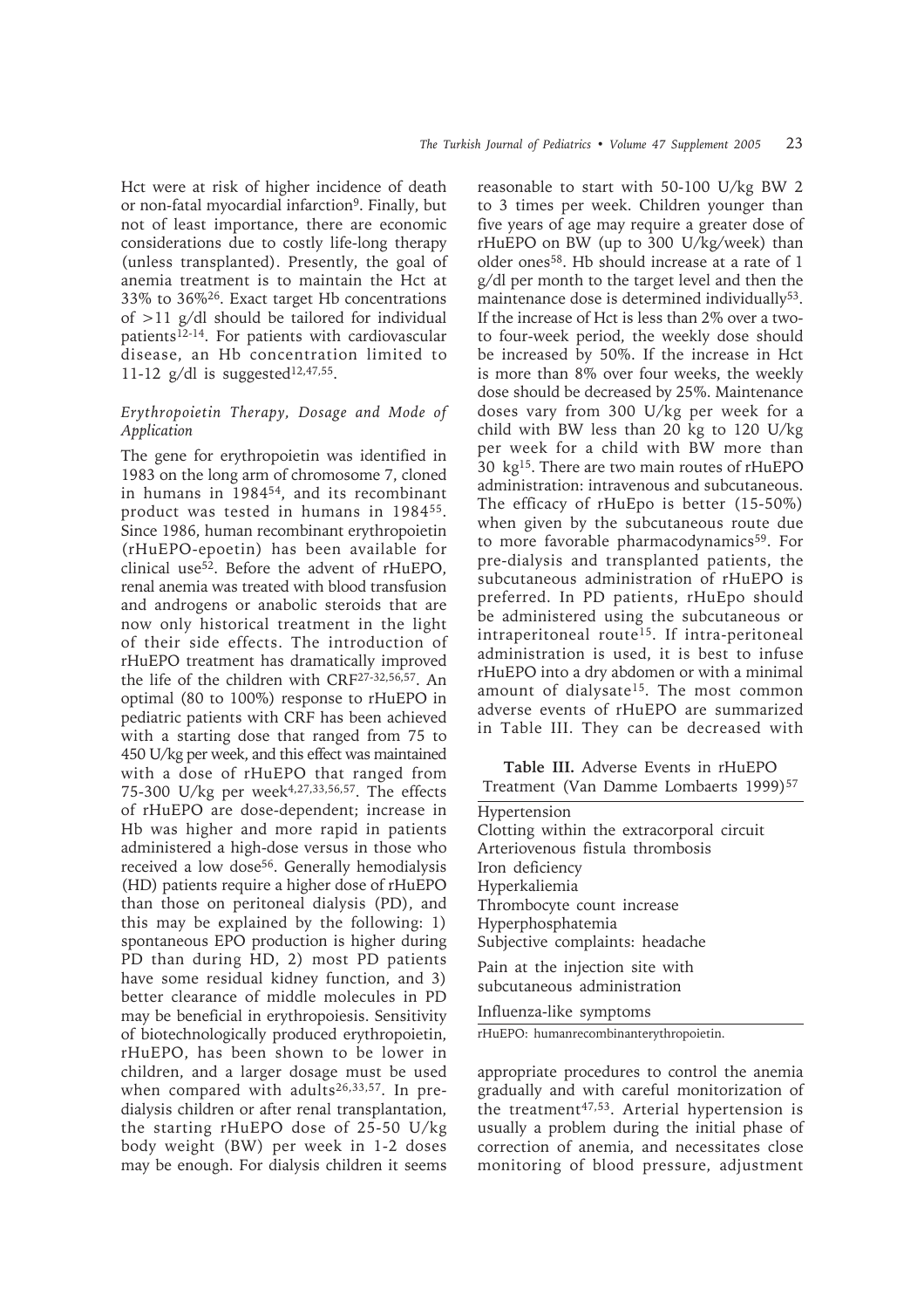Hct were at risk of higher incidence of death or non-fatal myocardial infarction[9]. Finally, but not of least importance, there are economic considerations due to costly life-long therapy (unless transplanted). Presently, the goal of anemia treatment is to maintain the Hct at 33% to 36%[26]. Exact target Hb concentrations of >11 g/dl should be tailored for individual patients[12-14]. For patients with cardiovascular disease, an Hb concentration limited to 11-12 g/dl is suggested[12,47,55].

### *Erythropoietin Therapy, Dosage and Mode of Application*

The gene for erythropoietin was identified in 1983 on the long arm of chromosome 7, cloned in humans in 1984[54], and its recombinant product was tested in humans in 1984[55]. Since 1986, human recombinant erythropoietin (rHuEPO-epoetin) has been available for clinical use[52]. Before the advent of rHuEPO, renal anemia was treated with blood transfusion and androgens or anabolic steroids that are now only historical treatment in the light of their side effects. The introduction of rHuEPO treatment has dramatically improved the life of the children with CRF[27-32,56,57]. An optimal (80 to 100%) response to rHuEPO in pediatric patients with CRF has been achieved with a starting dose that ranged from 75 to 450 U/kg per week, and this effect was maintained with a dose of rHuEPO that ranged from 75-300 U/kg per week[4,27,33,56,57]. The effects of rHuEPO are dose-dependent; increase in Hb was higher and more rapid in patients administered a high-dose versus in those who received a low dose[56]. Generally hemodialysis (HD) patients require a higher dose of rHuEPO than those on peritoneal dialysis (PD), and this may be explained by the following: 1) spontaneous EPO production is higher during PD than during HD, 2) most PD patients have some residual kidney function, and 3) better clearance of middle molecules in PD may be beneficial in erythropoiesis. Sensitivity of biotechnologically produced erythropoietin, rHuEPO, has been shown to be lower in children, and a larger dosage must be used when compared with adults[26,33,57]. In pre-dialysis children or after renal transplantation, the starting rHuEPO dose of 25-50 U/kg body weight (BW) per week in 1-2 doses may be enough. For dialysis children it seems reasonable to start with 50-100 U/kg BW 2 to 3 times per week. Children younger than five years of age may require a greater dose of rHuEPO on BW (up to 300 U/kg/week) than older ones[58]. Hb should increase at a rate of 1 g/dl per month to the target level and then the maintenance dose is determined individually[53]. If the increase of Hct is less than 2% over a two- to four-week period, the weekly dose should be increased by 50%. If the increase in Hct is more than 8% over four weeks, the weekly dose should be decreased by 25%. Maintenance doses vary from 300 U/kg per week for a child with BW less than 20 kg to 120 U/kg per week for a child with BW more than 30 kg[15]. There are two main routes of rHuEPO administration: intravenous and subcutaneous. The efficacy of rHuEpo is better (15-50%) when given by the subcutaneous route due to more favorable pharmacodynamics[59]. For pre-dialysis and transplanted patients, the subcutaneous administration of rHuEPO is preferred. In PD patients, rHuEpo should be administered using the subcutaneous or intraperitoneal route[15]. If intra-peritoneal administration is used, it is best to infuse rHuEPO into a dry abdomen or with a minimal amount of dialysate[15]. The most common adverse events of rHuEPO are summarized in Table III. They can be decreased with appropriate procedures to control the anemia gradually and with careful monitorization of the treatment[47,53]. Arterial hypertension is usually a problem during the initial phase of correction of anemia, and necessitates close monitoring of blood pressure, adjustment

**Table III.** Adverse Events in rHuEPO Treatment (Van Damme Lombaerts 1999)[57]

| Adverse Events |
|---|
| Hypertension |
| Clotting within the extracorporeal circuit |
| Arteriovenous fistula thrombosis |
| Iron deficiency |
| Hyperkaliemia |
| Thrombocyte count increase |
| Hyperphosphatemia |
| Subjective complaints: headache |
| Pain at the injection site with subcutaneous administration |
| Influenza-like symptoms |

rHuEPO: humanrecombinanterythropoietin.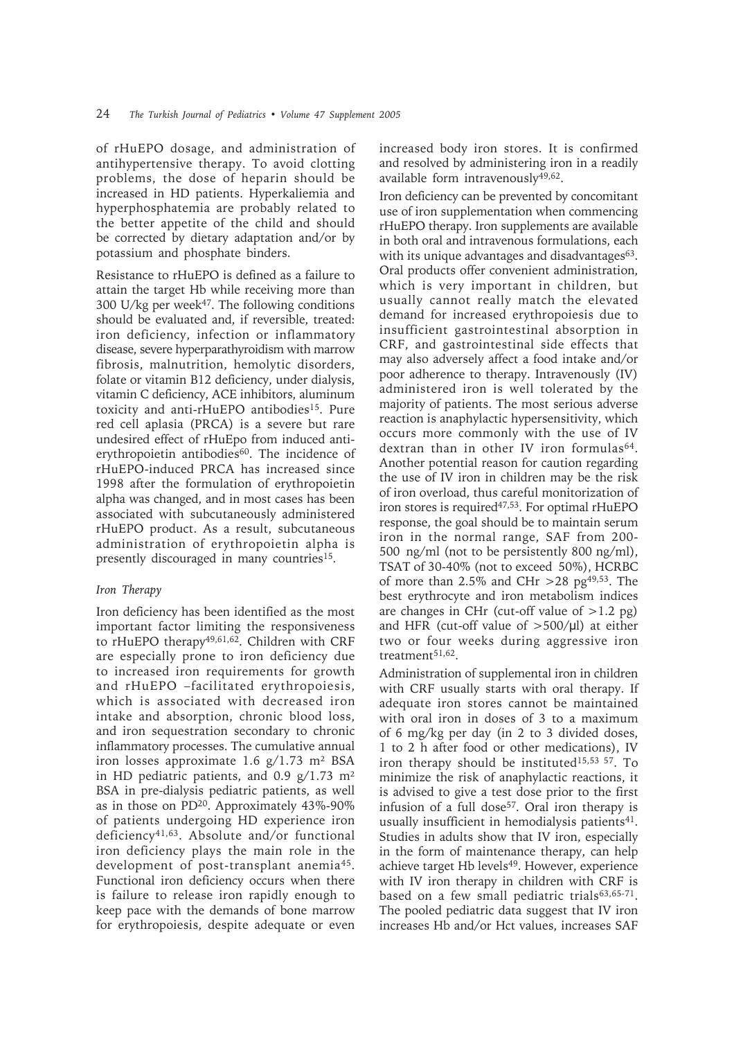of rHuEPO dosage, and administration of antihypertensive therapy. To avoid clotting problems, the dose of heparin should be increased in HD patients. Hyperkaliemia and hyperphosphatemia are probably related to the better appetite of the child and should be corrected by dietary adaptation and/or by potassium and phosphate binders.

Resistance to rHuEPO is defined as a failure to attain the target Hb while receiving more than 300 U/kg per week[47]. The following conditions should be evaluated and, if reversible, treated: iron deficiency, infection or inflammatory disease, severe hyperparathyroidism with marrow fibrosis, malnutrition, hemolytic disorders, folate or vitamin B12 deficiency, under dialysis, vitamin C deficiency, ACE inhibitors, aluminum toxicity and anti-rHuEPO antibodies[15]. Pure red cell aplasia (PRCA) is a severe but rare undesired effect of rHuEpo from induced anti-erythropoietin antibodies[60]. The incidence of rHuEPO-induced PRCA has increased since 1998 after the formulation of erythropoietin alpha was changed, and in most cases has been associated with subcutaneously administered rHuEPO product. As a result, subcutaneous administration of erythropoietin alpha is presently discouraged in many countries[15].

*Iron Therapy*

Iron deficiency has been identified as the most important factor limiting the responsiveness to rHuEPO therapy[49,61,62]. Children with CRF are especially prone to iron deficiency due to increased iron requirements for growth and rHuEPO –facilitated erythropoiesis, which is associated with decreased iron intake and absorption, chronic blood loss, and iron sequestration secondary to chronic inflammatory processes. The cumulative annual iron losses approximate 1.6 g/1.73 $m^2$ BSA in HD pediatric patients, and 0.9 g/1.73 $m^2$ BSA in pre-dialysis pediatric patients, as well as in those on PD[20]. Approximately 43%-90% of patients undergoing HD experience iron deficiency[41,63]. Absolute and/or functional iron deficiency plays the main role in the development of post-transplant anemia[45]. Functional iron deficiency occurs when there is failure to release iron rapidly enough to keep pace with the demands of bone marrow for erythropoiesis, despite adequate or even increased body iron stores. It is confirmed and resolved by administering iron in a readily available form intravenously[49,62].

Iron deficiency can be prevented by concomitant use of iron supplementation when commencing rHuEPO therapy. Iron supplements are available in both oral and intravenous formulations, each with its unique advantages and disadvantages[63]. Oral products offer convenient administration, which is very important in children, but usually cannot really match the elevated demand for increased erythropoiesis due to insufficient gastrointestinal absorption in CRF, and gastrointestinal side effects that may also adversely affect a food intake and/or poor adherence to therapy. Intravenously (IV) administered iron is well tolerated by the majority of patients. The most serious adverse reaction is anaphylactic hypersensitivity, which occurs more commonly with the use of IV dextran than in other IV iron formulas[64]. Another potential reason for caution regarding the use of IV iron in children may be the risk of iron overload, thus careful monitorization of iron stores is required[47,53]. For optimal rHuEPO response, the goal should be to maintain serum iron in the normal range, SAF from 200-500 ng/ml (not to be persistently 800 ng/ml), TSAT of 30-40% (not to exceed 50%), HCRBC of more than 2.5% and CHr >28 pg[49,53]. The best erythrocyte and iron metabolism indices are changes in CHr (cut-off value of >1.2 pg) and HFR (cut-off value of >500/μl) at either two or four weeks during aggressive iron treatment[51,62].

Administration of supplemental iron in children with CRF usually starts with oral therapy. If adequate iron stores cannot be maintained with oral iron in doses of 3 to a maximum of 6 mg/kg per day (in 2 to 3 divided doses, 1 to 2 h after food or other medications), IV iron therapy should be instituted[15,53 57]. To minimize the risk of anaphylactic reactions, it is advised to give a test dose prior to the first infusion of a full dose[57]. Oral iron therapy is usually insufficient in hemodialysis patients[41]. Studies in adults show that IV iron, especially in the form of maintenance therapy, can help achieve target Hb levels[49]. However, experience with IV iron therapy in children with CRF is based on a few small pediatric trials[63,65-71]. The pooled pediatric data suggest that IV iron increases Hb and/or Hct values, increases SAF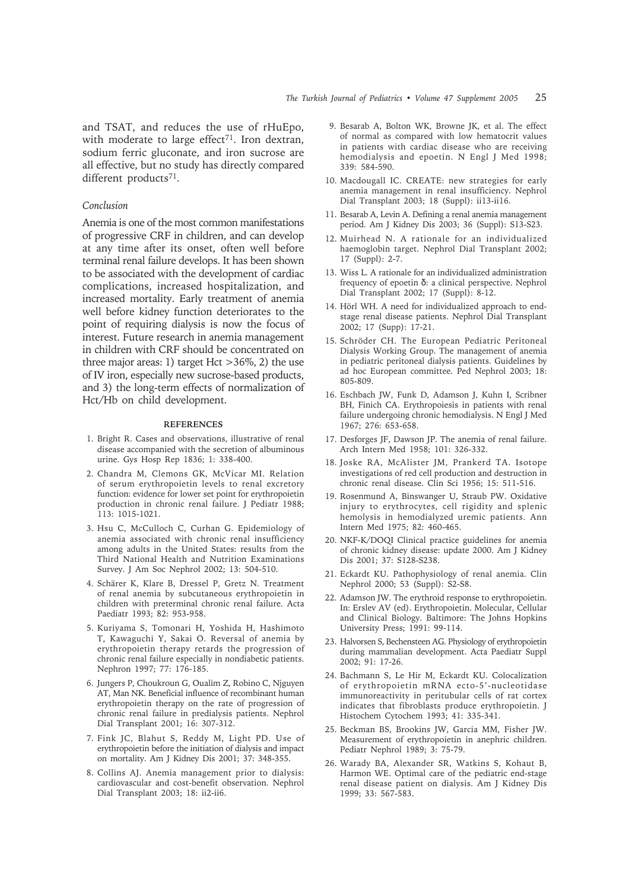and TSAT, and reduces the use of rHuEpo, with moderate to large effect[71]. Iron dextran, sodium ferric gluconate, and iron sucrose are all effective, but no study has directly compared different products[71].

### *Conclusion*

Anemia is one of the most common manifestations of progressive CRF in children, and can develop at any time after its onset, often well before terminal renal failure develops. It has been shown to be associated with the development of cardiac complications, increased hospitalization, and increased mortality. Early treatment of anemia well before kidney function deteriorates to the point of requiring dialysis is now the focus of interest. Future research in anemia management in children with CRF should be concentrated on three major areas: 1) target Hct >36%, 2) the use of IV iron, especially new sucrose-based products, and 3) the long-term effects of normalization of Hct/Hb on child development.

## REFERENCES

1. Bright R. Cases and observations, illustrative of renal disease accompanied with the secretion of albuminous urine. Gys Hosp Rep 1836; 1: 338-400.
2. Chandra M, Clemons GK, McVicar MI. Relation of serum erythropoietin levels to renal excretory function: evidence for lower set point for erythropoietin production in chronic renal failure. J Pediatr 1988; 113: 1015-1021.
3. Hsu C, McCulloch C, Curhan G. Epidemiology of anemia associated with chronic renal insufficiency among adults in the United States: results from the Third National Health and Nutrition Examinations Survey. J Am Soc Nephrol 2002; 13: 504-510.
4. Schärer K, Klare B, Dressel P, Gretz N. Treatment of renal anemia by subcutaneous erythropoietin in children with preterminal chronic renal failure. Acta Paediatr 1993; 82: 953-958.
5. Kuriyama S, Tomonari H, Yoshida H, Hashimoto T, Kawaguchi Y, Sakai O. Reversal of anemia by erythropoietin therapy retards the progression of chronic renal failure especially in nondiabetic patients. Nephron 1997; 77: 176-185.
6. Jungers P, Choukroun G, Oualim Z, Robino C, Njguyen AT, Man NK. Beneficial influence of recombinant human erythropoietin therapy on the rate of progression of chronic renal failure in predialysis patients. Nephrol Dial Transplant 2001; 16: 307-312.
7. Fink JC, Blahut S, Reddy M, Light PD. Use of erythropoietin before the initiation of dialysis and impact on mortality. Am J Kidney Dis 2001; 37: 348-355.
8. Collins AJ. Anemia management prior to dialysis: cardiovascular and cost-benefit observation. Nephrol Dial Transplant 2003; 18: ii2-ii6.
9. Besarab A, Bolton WK, Browne JK, et al. The effect of normal as compared with low hematocrit values in patients with cardiac disease who are receiving hemodialysis and epoetin. N Engl J Med 1998; 339: 584-590.
10. Macdougall IC. CREATE: new strategies for early anemia management in renal insufficiency. Nephrol Dial Transplant 2003; 18 (Suppl): ii13-ii16.
11. Besarab A, Levin A. Defining a renal anemia management period. Am J Kidney Dis 2003; 36 (Suppl): S13-S23.
12. Muirhead N. A rationale for an individualized haemoglobin target. Nephrol Dial Transplant 2002; 17 (Suppl): 2-7.
13. Wiss L. A rationale for an individualized administration frequency of epoetin δ: a clinical perspective. Nephrol Dial Transplant 2002; 17 (Suppl): 8-12.
14. Hörl WH. A need for individualized approach to end-stage renal disease patients. Nephrol Dial Transplant 2002; 17 (Supp): 17-21.
15. Schröder CH. The European Pediatric Peritoneal Dialysis Working Group. The management of anemia in pediatric peritoneal dialysis patients. Guidelines by ad hoc European committee. Ped Nephrol 2003; 18: 805-809.
16. Eschbach JW, Funk D, Adamson J, Kuhn I, Scribner BH, Finich CA. Erythropoiesis in patients with renal failure undergoing chronic hemodialysis. N Engl J Med 1967; 276: 653-658.
17. Desforges JF, Dawson JP. The anemia of renal failure. Arch Intern Med 1958; 101: 326-332.
18. Joske RA, McAlister JM, Prankerd TA. Isotope investigations of red cell production and destruction in chronic renal disease. Clin Sci 1956; 15: 511-516.
19. Rosenmund A, Binswanger U, Straub PW. Oxidative injury to erythrocytes, cell rigidity and splenic hemolysis in hemodialyzed uremic patients. Ann Intern Med 1975; 82: 460-465.
20. NKF-K/DOQI Clinical practice guidelines for anemia of chronic kidney disease: update 2000. Am J Kidney Dis 2001; 37: S128-S238.
21. Eckardt KU. Pathophysiology of renal anemia. Clin Nephrol 2000; 53 (Suppl): S2-S8.
22. Adamson JW. The erythroid response to erythropoietin. In: Erslev AV (ed). Erythropoietin. Molecular, Cellular and Clinical Biology. Baltimore: The Johns Hopkins University Press; 1991: 99-114.
23. Halvorsen S, Bechensteen AG. Physiology of erythropoietin during mammalian development. Acta Paediatr Suppl 2002; 91: 17-26.
24. Bachmann S, Le Hir M, Eckardt KU. Colocalization of erythropoietin mRNA ecto-5'-nucleotidase immunoreactivity in peritubular cells of rat cortex indicates that fibroblasts produce erythropoietin. J Histochem Cytochem 1993; 41: 335-341.
25. Beckman BS, Brookins JW, Garcia MM, Fisher JW. Measurement of erythropoietin in anephric children. Pediatr Nephrol 1989; 3: 75-79.
26. Warady BA, Alexander SR, Watkins S, Kohaut B, Harmon WE. Optimal care of the pediatric end-stage renal disease patient on dialysis. Am J Kidney Dis 1999; 33: 567-583.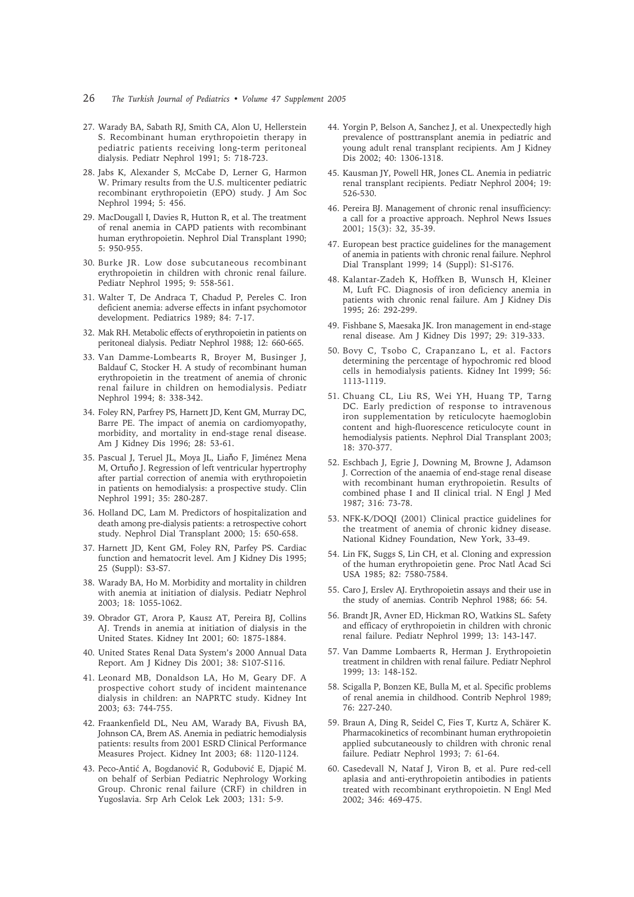27. Warady BA, Sabath RJ, Smith CA, Alon U, Hellerstein S. Recombinant human erythropoietin therapy in pediatric patients receiving long-term peritoneal dialysis. Pediatr Nephrol 1991; 5: 718-723.
28. Jabs K, Alexander S, McCabe D, Lerner G, Harmon W. Primary results from the U.S. multicenter pediatric recombinant erythropoietin (EPO) study. J Am Soc Nephrol 1994; 5: 456.
29. MacDougall I, Davies R, Hutton R, et al. The treatment of renal anemia in CAPD patients with recombinant human erythropoietin. Nephrol Dial Transplant 1990; 5: 950-955.
30. Burke JR. Low dose subcutaneous recombinant erythropoietin in children with chronic renal failure. Pediatr Nephrol 1995; 9: 558-561.
31. Walter T, De Andraca T, Chadud P, Pereles C. Iron deficient anemia: adverse effects in infant psychomotor development. Pediatrics 1989; 84: 7-17.
32. Mak RH. Metabolic effects of erythropoietin in patients on peritoneal dialysis. Pediatr Nephrol 1988; 12: 660-665.
33. Van Damme-Lombearts R, Broyer M, Businger J, Baldauf C, Stocker H. A study of recombinant human erythropoietin in the treatment of anemia of chronic renal failure in children on hemodialysis. Pediatr Nephrol 1994; 8: 338-342.
34. Foley RN, Parfrey PS, Harnett JD, Kent GM, Murray DC, Barre PE. The impact of anemia on cardiomyopathy, morbidity, and mortality in end-stage renal disease. Am J Kidney Dis 1996; 28: 53-61.
35. Pascual J, Teruel JL, Moya JL, Liaňo F, Jiménez Mena M, Ortuňo J. Regression of left ventricular hypertrophy after partial correction of anemia with erythropoietin in patients on hemodialysis: a prospective study. Clin Nephrol 1991; 35: 280-287.
36. Holland DC, Lam M. Predictors of hospitalization and death among pre-dialysis patients: a retrospective cohort study. Nephrol Dial Transplant 2000; 15: 650-658.
37. Harnett JD, Kent GM, Foley RN, Parfey PS. Cardiac function and hematocrit level. Am J Kidney Dis 1995; 25 (Suppl): S3-S7.
38. Warady BA, Ho M. Morbidity and mortality in children with anemia at initiation of dialysis. Pediatr Nephrol 2003; 18: 1055-1062.
39. Obrador GT, Arora P, Kausz AT, Pereira BJ, Collins AJ. Trends in anemia at initiation of dialysis in the United States. Kidney Int 2001; 60: 1875-1884.
40. United States Renal Data System's 2000 Annual Data Report. Am J Kidney Dis 2001; 38: S107-S116.
41. Leonard MB, Donaldson LA, Ho M, Geary DF. A prospective cohort study of incident maintenance dialysis in children: an NAPRTC study. Kidney Int 2003; 63: 744-755.
42. Fraankenfield DL, Neu AM, Warady BA, Fivush BA, Johnson CA, Brem AS. Anemia in pediatric hemodialysis patients: results from 2001 ESRD Clinical Performance Measures Project. Kidney Int 2003; 68: 1120-1124.
43. Peco-Antić A, Bogdanović R, Godubović E, Djapić M. on behalf of Serbian Pediatric Nephrology Working Group. Chronic renal failure (CRF) in children in Yugoslavia. Srp Arh Celok Lek 2003; 131: 5-9.
44. Yorgin P, Belson A, Sanchez J, et al. Unexpectedly high prevalence of posttransplant anemia in pediatric and young adult renal transplant recipients. Am J Kidney Dis 2002; 40: 1306-1318.
45. Kausman JY, Powell HR, Jones CL. Anemia in pediatric renal transplant recipients. Pediatr Nephrol 2004; 19: 526-530.
46. Pereira BJ. Management of chronic renal insufficiency: a call for a proactive approach. Nephrol News Issues 2001; 15(3): 32, 35-39.
47. European best practice guidelines for the management of anemia in patients with chronic renal failure. Nephrol Dial Transplant 1999; 14 (Suppl): S1-S176.
48. Kalantar-Zadeh K, Hoffken B, Wunsch H, Kleiner M, Luft FC. Diagnosis of iron deficiency anemia in patients with chronic renal failure. Am J Kidney Dis 1995; 26: 292-299.
49. Fishbane S, Maesaka JK. Iron management in end-stage renal disease. Am J Kidney Dis 1997; 29: 319-333.
50. Bovy C, Tsobo C, Crapanzano L, et al. Factors determining the percentage of hypochromic red blood cells in hemodialysis patients. Kidney Int 1999; 56: 1113-1119.
51. Chuang CL, Liu RS, Wei YH, Huang TP, Tarng DC. Early prediction of response to intravenous iron supplementation by reticulocyte haemoglobin content and high-fluorescence reticulocyte count in hemodialysis patients. Nephrol Dial Transplant 2003; 18: 370-377.
52. Eschbach J, Egrie J, Downing M, Browne J, Adamson J. Correction of the anaemia of end-stage renal disease with recombinant human erythropoietin. Results of combined phase I and II clinical trial. N Engl J Med 1987; 316: 73-78.
53. NFK-K/DOQI (2001) Clinical practice guidelines for the treatment of anemia of chronic kidney disease. National Kidney Foundation, New York, 33-49.
54. Lin FK, Suggs S, Lin CH, et al. Cloning and expression of the human erythropoietin gene. Proc Natl Acad Sci USA 1985; 82: 7580-7584.
55. Caro J, Erslev AJ. Erythropoietin assays and their use in the study of anemias. Contrib Nephrol 1988; 66: 54.
56. Brandt JR, Avner ED, Hickman RO, Watkins SL. Safety and efficacy of erythropoietin in children with chronic renal failure. Pediatr Nephrol 1999; 13: 143-147.
57. Van Damme Lombaerts R, Herman J. Erythropoietin treatment in children with renal failure. Pediatr Nephrol 1999; 13: 148-152.
58. Scigalla P, Bonzen KE, Bulla M, et al. Specific problems of renal anemia in childhood. Contrib Nephrol 1989; 76: 227-240.
59. Braun A, Ding R, Seidel C, Fies T, Kurtz A, Schärer K. Pharmacokinetics of recombinant human erythropoietin applied subcutaneously to children with chronic renal failure. Pediatr Nephrol 1993; 7: 61-64.
60. Casedevall N, Nataf J, Viron B, et al. Pure red-cell aplasia and anti-erythropoietin antibodies in patients treated with recombinant erythropoietin. N Engl Med 2002; 346: 469-475.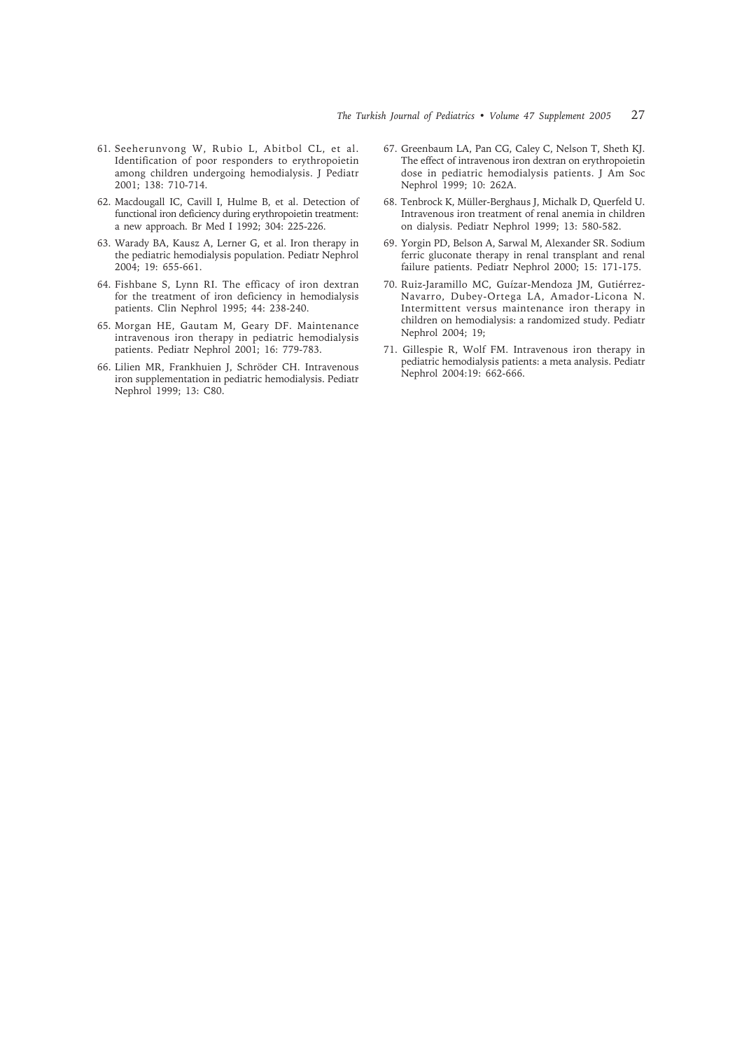61. Seeherunvong W, Rubio L, Abitbol CL, et al. Identification of poor responders to erythropoietin among children undergoing hemodialysis. J Pediatr 2001; 138: 710-714.
62. Macdougall IC, Cavill I, Hulme B, et al. Detection of functional iron deficiency during erythropoietin treatment: a new approach. Br Med I 1992; 304: 225-226.
63. Warady BA, Kausz A, Lerner G, et al. Iron therapy in the pediatric hemodialysis population. Pediatr Nephrol 2004; 19: 655-661.
64. Fishbane S, Lynn RI. The efficacy of iron dextran for the treatment of iron deficiency in hemodialysis patients. Clin Nephrol 1995; 44: 238-240.
65. Morgan HE, Gautam M, Geary DF. Maintenance intravenous iron therapy in pediatric hemodialysis patients. Pediatr Nephrol 2001; 16: 779-783.
66. Lilien MR, Frankhuien J, Schröder CH. Intravenous iron supplementation in pediatric hemodialysis. Pediatr Nephrol 1999; 13: C80.
67. Greenbaum LA, Pan CG, Caley C, Nelson T, Sheth KJ. The effect of intravenous iron dextran on erythropoietin dose in pediatric hemodialysis patients. J Am Soc Nephrol 1999; 10: 262A.
68. Tenbrock K, Müller-Berghaus J, Michalk D, Querfeld U. Intravenous iron treatment of renal anemia in children on dialysis. Pediatr Nephrol 1999; 13: 580-582.
69. Yorgin PD, Belson A, Sarwal M, Alexander SR. Sodium ferric gluconate therapy in renal transplant and renal failure patients. Pediatr Nephrol 2000; 15: 171-175.
70. Ruiz-Jaramillo MC, Guízar-Mendoza JM, Gutiérrez-Navarro, Dubey-Ortega LA, Amador-Licona N. Intermittent versus maintenance iron therapy in children on hemodialysis: a randomized study. Pediatr Nephrol 2004; 19;
71. Gillespie R, Wolf FM. Intravenous iron therapy in pediatric hemodialysis patients: a meta analysis. Pediatr Nephrol 2004:19: 662-666.